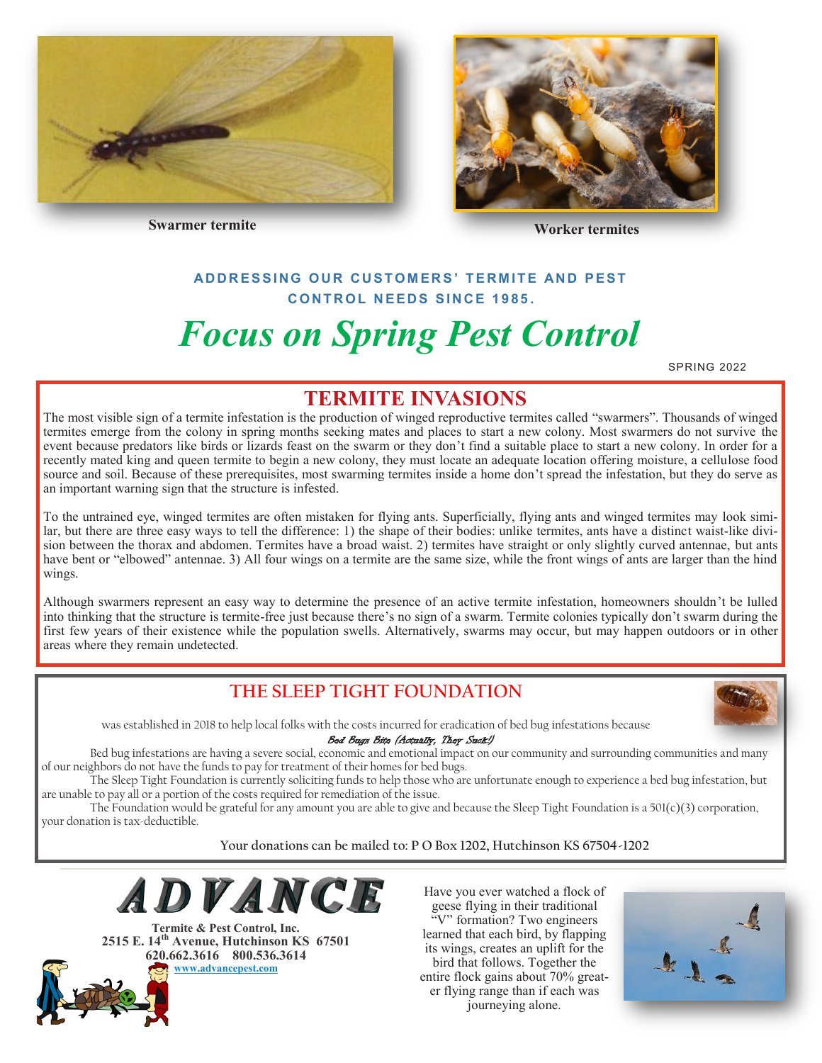Swarmer termite

Worker termites

**ADDRESSING OUR CUSTOMERS' TERMITE AND PEST CONTROL NEEDS SINCE 1985.**

# *Focus on Spring Pest Control*

SPRING 2022

## TERMITE INVASIONS

The most visible sign of a termite infestation is the production of winged reproductive termites called "swarmers". Thousands of winged termites emerge from the colony in spring months seeking mates and places to start a new colony. Most swarmers do not survive the event because predators like birds or lizards feast on the swarm or they don't find a suitable place to start a new colony. In order for a recently mated king and queen termite to begin a new colony, they must locate an adequate location offering moisture, a cellulose food source and soil. Because of these prerequisites, most swarming termites inside a home don't spread the infestation, but they do serve as an important warning sign that the structure is infested.

To the untrained eye, winged termites are often mistaken for flying ants. Superficially, flying ants and winged termites may look similar, but there are three easy ways to tell the difference: 1) the shape of their bodies: unlike termites, ants have a distinct waist-like division between the thorax and abdomen. Termites have a broad waist. 2) termites have straight or only slightly curved antennae, but ants have bent or "elbowed" antennae. 3) All four wings on a termite are the same size, while the front wings of ants are larger than the hind wings.

Although swarmers represent an easy way to determine the presence of an active termite infestation, homeowners shouldn't be lulled into thinking that the structure is termite-free just because there's no sign of a swarm. Termite colonies typically don't swarm during the first few years of their existence while the population swells. Alternatively, swarms may occur, but may happen outdoors or in other areas where they remain undetected.

## THE SLEEP TIGHT FOUNDATION

was established in 2018 to help local folks with the costs incurred for eradication of bed bug infestations because

*Bed Bugs Bite (Actually, They Suck!)*

Bed bug infestations are having a severe social, economic and emotional impact on our community and surrounding communities and many of our neighbors do not have the funds to pay for treatment of their homes for bed bugs.

The Sleep Tight Foundation is currently soliciting funds to help those who are unfortunate enough to experience a bed bug infestation, but are unable to pay all or a portion of the costs required for remediation of the issue.

The Foundation would be grateful for any amount you are able to give and because the Sleep Tight Foundation is a 501(c)(3) corporation, your donation is tax-deductible.

Your donations can be mailed to: P O Box 1202, Hutchinson KS 67504-1202

**ADVANCE**

**Termite & Pest Control, Inc.**
**2515 E. 14th Avenue, Hutchinson KS 67501**
**620.662.3616 800.536.3614**
www.advancepest.com

Have you ever watched a flock of geese flying in their traditional "V" formation? Two engineers learned that each bird, by flapping its wings, creates an uplift for the bird that follows. Together the entire flock gains about 70% greater flying range than if each was journeying alone.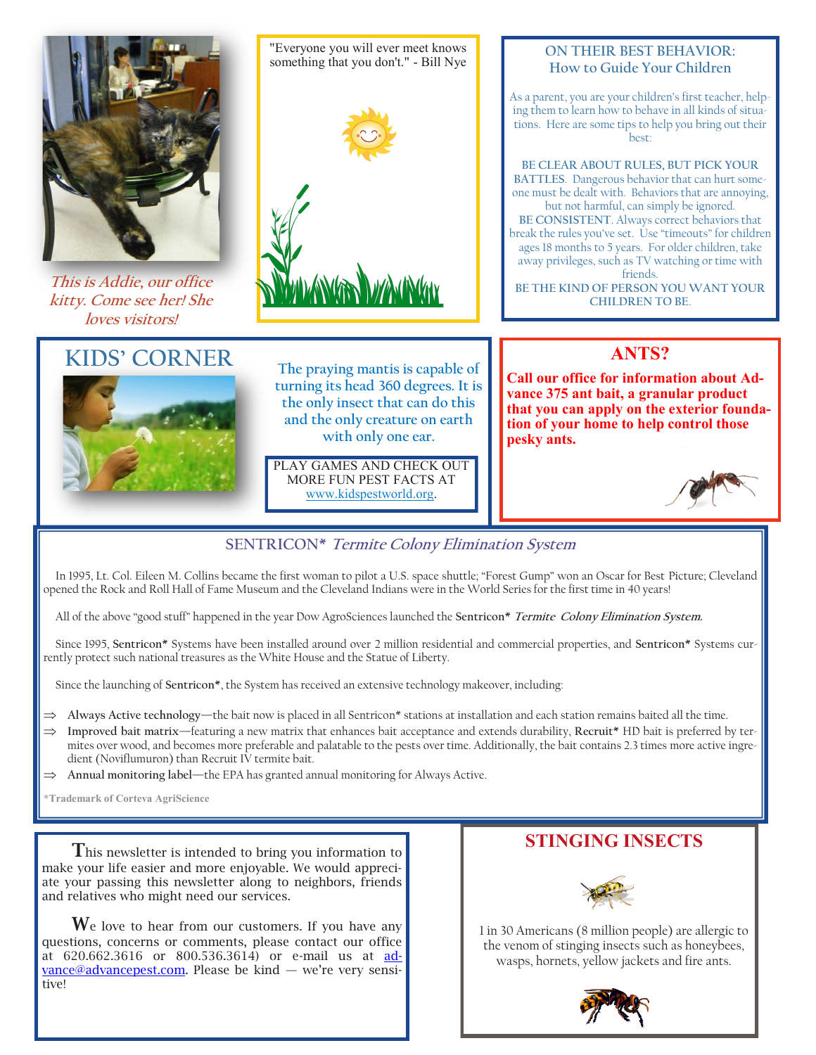*This is Addie, our office kitty. Come see her! She loves visitors!*

"Everyone you will ever meet knows something that you don't." - Bill Nye

## ON THEIR BEST BEHAVIOR: How to Guide Your Children

As a parent, you are your children's first teacher, helping them to learn how to behave in all kinds of situations. Here are some tips to help you bring out their best:

BE CLEAR ABOUT RULES, BUT PICK YOUR BATTLES. Dangerous behavior that can hurt someone must be dealt with. Behaviors that are annoying, but not harmful, can simply be ignored.

BE CONSISTENT. Always correct behaviors that break the rules you've set. Use "timeouts" for children ages 18 months to 5 years. For older children, take away privileges, such as TV watching or time with friends.

BE THE KIND OF PERSON YOU WANT YOUR CHILDREN TO BE.

## KIDS' CORNER

The praying mantis is capable of turning its head 360 degrees. It is the only insect that can do this and the only creature on earth with only one ear.

PLAY GAMES AND CHECK OUT MORE FUN PEST FACTS AT www.kidspestworld.org.

## ANTS?

**Call our office for information about Advance 375 ant bait, a granular product that you can apply on the exterior foundation of your home to help control those pesky ants.**

## SENTRICON* *Termite Colony Elimination System*

In 1995, Lt. Col. Eileen M. Collins became the first woman to pilot a U.S. space shuttle; "Forest Gump" won an Oscar for Best Picture; Cleveland opened the Rock and Roll Hall of Fame Museum and the Cleveland Indians were in the World Series for the first time in 40 years!

All of the above "good stuff" happened in the year Dow AgroSciences launched the **Sentricon*** ***Termite Colony Elimination System.***

Since 1995, **Sentricon*** Systems have been installed around over 2 million residential and commercial properties, and **Sentricon*** Systems currently protect such national treasures as the White House and the Statue of Liberty.

Since the launching of **Sentricon***, the System has received an extensive technology makeover, including:

⇒ **Always Active technology**—the bait now is placed in all Sentricon* stations at installation and each station remains baited all the time.

⇒ **Improved bait matrix**—featuring a new matrix that enhances bait acceptance and extends durability, **Recruit*** HD bait is preferred by termites over wood, and becomes more preferable and palatable to the pests over time. Additionally, the bait contains 2.3 times more active ingredient (Noviflumuron) than Recruit IV termite bait.

⇒ **Annual monitoring label**—the EPA has granted annual monitoring for Always Active.

**\*Trademark of Corteva AgriScience**

This newsletter is intended to bring you information to make your life easier and more enjoyable. We would appreciate your passing this newsletter along to neighbors, friends and relatives who might need our services.

We love to hear from our customers. If you have any questions, concerns or comments, please contact our office at 620.662.3616 or 800.536.3614) or e-mail us at advance@advancepest.com. Please be kind — we're very sensitive!

## STINGING INSECTS

1 in 30 Americans (8 million people) are allergic to the venom of stinging insects such as honeybees, wasps, hornets, yellow jackets and fire ants.